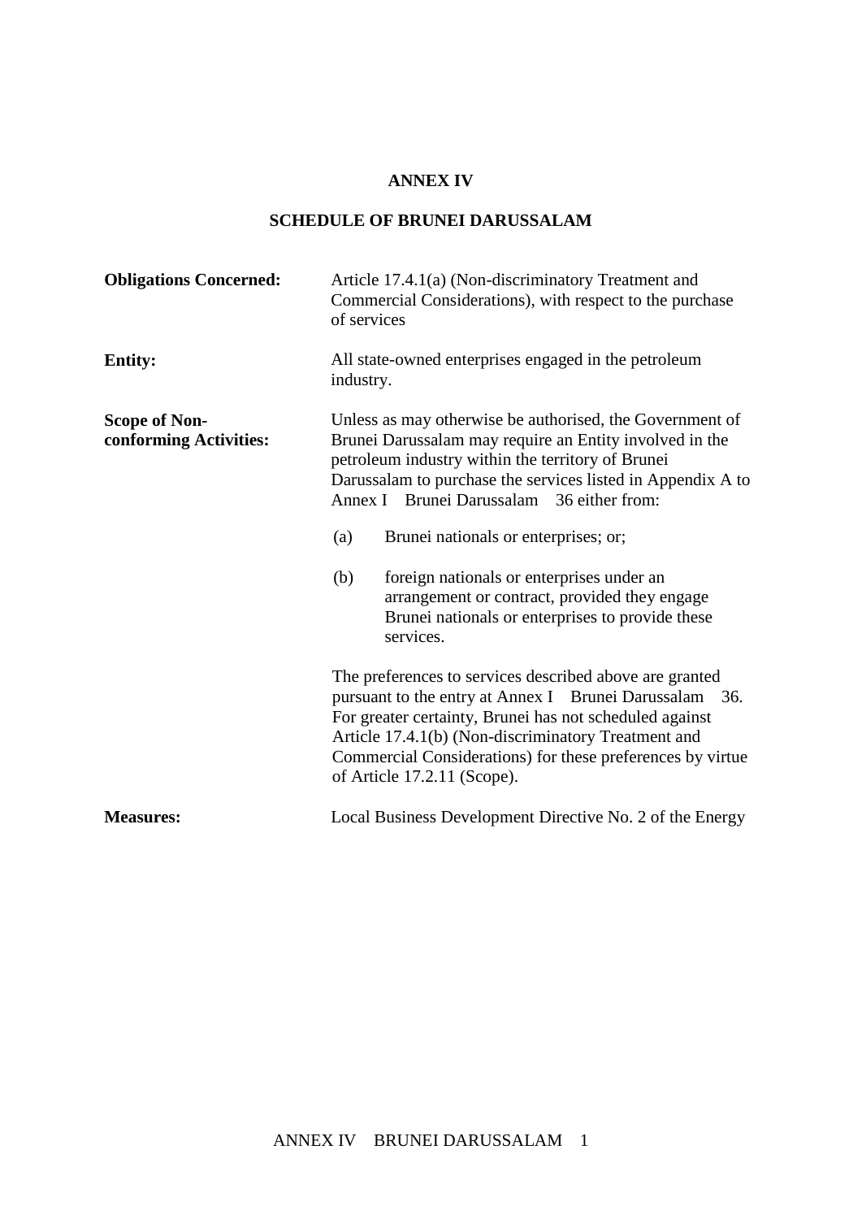# ANNEX IV

## SCHEDULE OF BRUNEI DARUSSALAM

**Obligations Concerned:** Article 17.4.1(a) (Non-discriminatory Treatment and Commercial Considerations), with respect to the purchase of services

**Entity:** All state-owned enterprises engaged in the petroleum industry.

**Scope of Non-conforming Activities:** Unless as may otherwise be authorised, the Government of Brunei Darussalam may require an Entity involved in the petroleum industry within the territory of Brunei Darussalam to purchase the services listed in Appendix A to Annex I Brunei Darussalam 36 either from:

(a) Brunei nationals or enterprises; or;

(b) foreign nationals or enterprises under an arrangement or contract, provided they engage Brunei nationals or enterprises to provide these services.

The preferences to services described above are granted pursuant to the entry at Annex I Brunei Darussalam 36. For greater certainty, Brunei has not scheduled against Article 17.4.1(b) (Non-discriminatory Treatment and Commercial Considerations) for these preferences by virtue of Article 17.2.11 (Scope).

**Measures:** Local Business Development Directive No. 2 of the Energy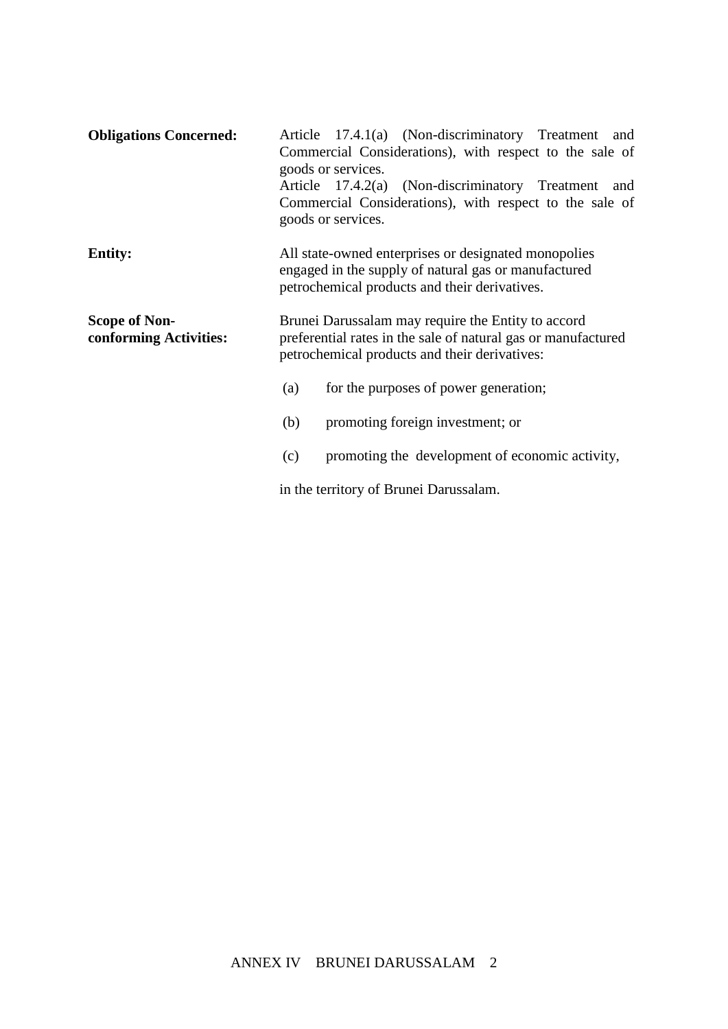**Obligations Concerned:** Article 17.4.1(a) (Non-discriminatory Treatment and Commercial Considerations), with respect to the sale of goods or services.
Article 17.4.2(a) (Non-discriminatory Treatment and Commercial Considerations), with respect to the sale of goods or services.

**Entity:** All state-owned enterprises or designated monopolies engaged in the supply of natural gas or manufactured petrochemical products and their derivatives.

**Scope of Non-conforming Activities:** Brunei Darussalam may require the Entity to accord preferential rates in the sale of natural gas or manufactured petrochemical products and their derivatives:

(a) for the purposes of power generation;

(b) promoting foreign investment; or

(c) promoting the development of economic activity,

in the territory of Brunei Darussalam.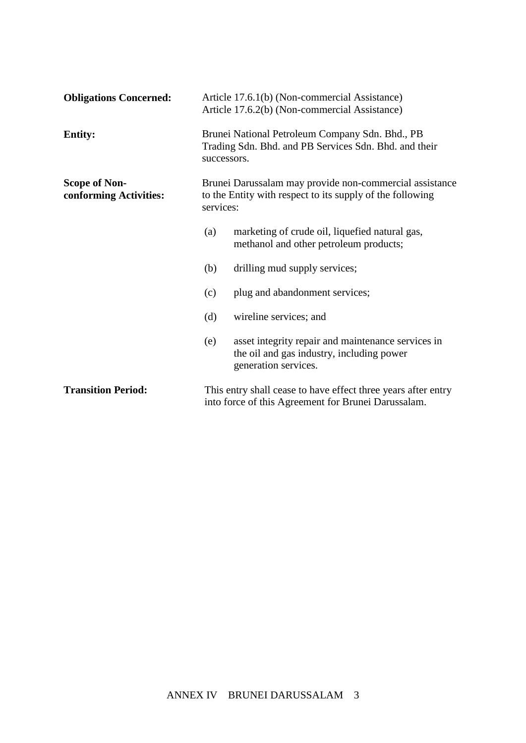**Obligations Concerned:** Article 17.6.1(b) (Non-commercial Assistance)
Article 17.6.2(b) (Non-commercial Assistance)

**Entity:** Brunei National Petroleum Company Sdn. Bhd., PB Trading Sdn. Bhd. and PB Services Sdn. Bhd. and their successors.

**Scope of Non-conforming Activities:** Brunei Darussalam may provide non-commercial assistance to the Entity with respect to its supply of the following services:

(a) marketing of crude oil, liquefied natural gas, methanol and other petroleum products;

(b) drilling mud supply services;

(c) plug and abandonment services;

(d) wireline services; and

(e) asset integrity repair and maintenance services in the oil and gas industry, including power generation services.

**Transition Period:** This entry shall cease to have effect three years after entry into force of this Agreement for Brunei Darussalam.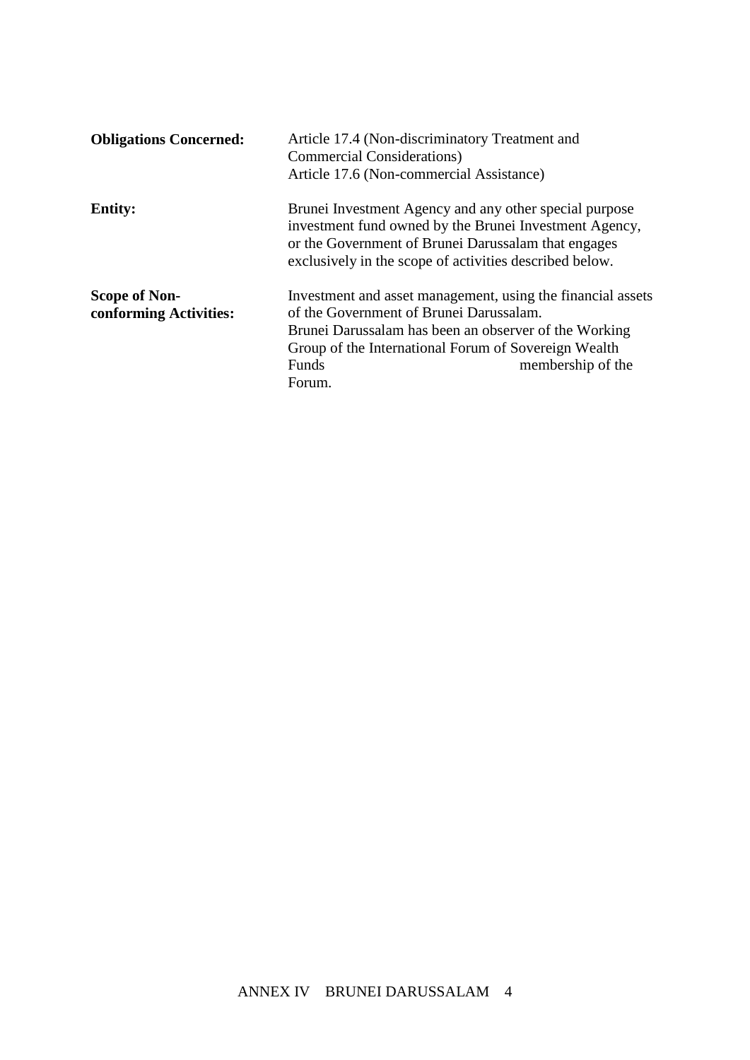| | |
|---|---|
| **Obligations Concerned:** | Article 17.4 (Non-discriminatory Treatment and Commercial Considerations)<br>Article 17.6 (Non-commercial Assistance) |
| **Entity:** | Brunei Investment Agency and any other special purpose investment fund owned by the Brunei Investment Agency, or the Government of Brunei Darussalam that engages exclusively in the scope of activities described below. |
| **Scope of Non-conforming Activities:** | Investment and asset management, using the financial assets of the Government of Brunei Darussalam.<br>Brunei Darussalam has been an observer of the Working Group of the International Forum of Sovereign Wealth Funds membership of the Forum. |